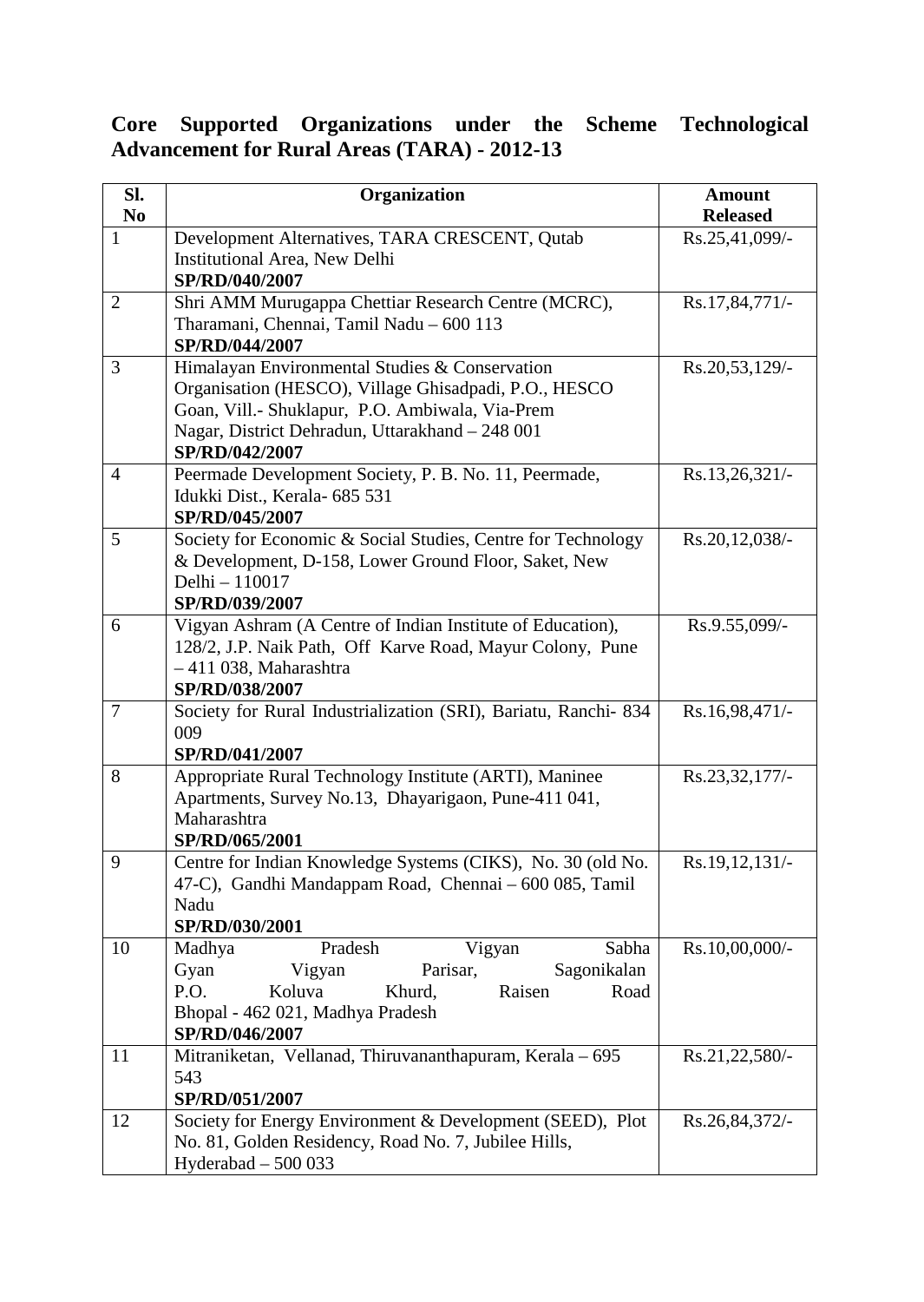## Core Supported Organizations under the Scheme Technological Advancement for Rural Areas (TARA) - 2012-13

| Sl. No | Organization | Amount Released |
|---|---|---|
| 1 | Development Alternatives, TARA CRESCENT, Qutab Institutional Area, New Delhi<br>**SP/RD/040/2007** | Rs.25,41,099/- |
| 2 | Shri AMM Murugappa Chettiar Research Centre (MCRC), Tharamani, Chennai, Tamil Nadu – 600 113<br>**SP/RD/044/2007** | Rs.17,84,771/- |
| 3 | Himalayan Environmental Studies & Conservation Organisation (HESCO), Village Ghisadpadi, P.O., HESCO Goan, Vill.- Shuklapur, P.O. Ambiwala, Via-Prem Nagar, District Dehradun, Uttarakhand – 248 001<br>**SP/RD/042/2007** | Rs.20,53,129/- |
| 4 | Peermade Development Society, P. B. No. 11, Peermade, Idukki Dist., Kerala- 685 531<br>**SP/RD/045/2007** | Rs.13,26,321/- |
| 5 | Society for Economic & Social Studies, Centre for Technology & Development, D-158, Lower Ground Floor, Saket, New Delhi – 110017<br>**SP/RD/039/2007** | Rs.20,12,038/- |
| 6 | Vigyan Ashram (A Centre of Indian Institute of Education), 128/2, J.P. Naik Path, Off Karve Road, Mayur Colony, Pune – 411 038, Maharashtra<br>**SP/RD/038/2007** | Rs.9.55,099/- |
| 7 | Society for Rural Industrialization (SRI), Bariatu, Ranchi- 834 009<br>**SP/RD/041/2007** | Rs.16,98,471/- |
| 8 | Appropriate Rural Technology Institute (ARTI), Maninee Apartments, Survey No.13, Dhayarigaon, Pune-411 041, Maharashtra<br>**SP/RD/065/2001** | Rs.23,32,177/- |
| 9 | Centre for Indian Knowledge Systems (CIKS), No. 30 (old No. 47-C), Gandhi Mandappam Road, Chennai – 600 085, Tamil Nadu<br>**SP/RD/030/2001** | Rs.19,12,131/- |
| 10 | Madhya Pradesh Vigyan Sabha Gyan Vigyan Parisar, Sagonikalan P.O. Koluva Khurd, Raisen Road Bhopal - 462 021, Madhya Pradesh<br>**SP/RD/046/2007** | Rs.10,00,000/- |
| 11 | Mitraniketan, Vellanad, Thiruvananthapuram, Kerala – 695 543<br>**SP/RD/051/2007** | Rs.21,22,580/- |
| 12 | Society for Energy Environment & Development (SEED), Plot No. 81, Golden Residency, Road No. 7, Jubilee Hills, Hyderabad – 500 033 | Rs.26,84,372/- |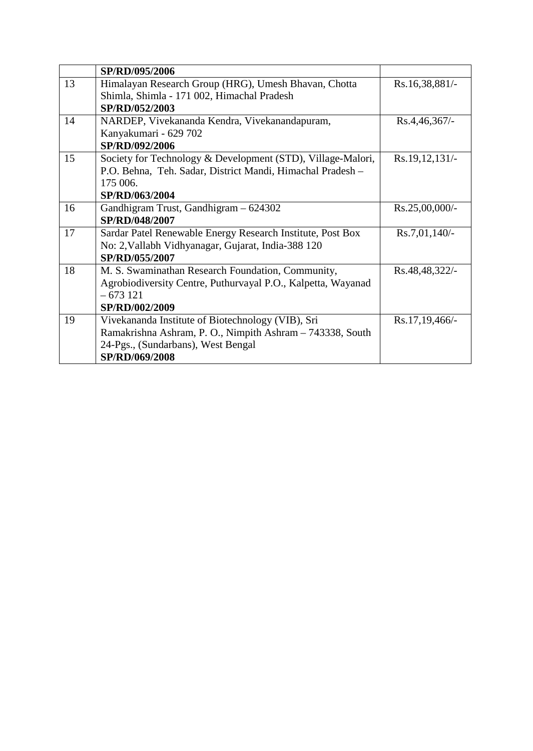| | | |
|---|---|---|
| | **SP/RD/095/2006** | |
| 13 | Himalayan Research Group (HRG), Umesh Bhavan, Chotta Shimla, Shimla - 171 002, Himachal Pradesh **SP/RD/052/2003** | Rs.16,38,881/- |
| 14 | NARDEP, Vivekananda Kendra, Vivekanandapuram, Kanyakumari - 629 702 **SP/RD/092/2006** | Rs.4,46,367/- |
| 15 | Society for Technology & Development (STD), Village-Malori, P.O. Behna, Teh. Sadar, District Mandi, Himachal Pradesh – 175 006. **SP/RD/063/2004** | Rs.19,12,131/- |
| 16 | Gandhigram Trust, Gandhigram – 624302 **SP/RD/048/2007** | Rs.25,00,000/- |
| 17 | Sardar Patel Renewable Energy Research Institute, Post Box No: 2,Vallabh Vidhyanagar, Gujarat, India-388 120 **SP/RD/055/2007** | Rs.7,01,140/- |
| 18 | M. S. Swaminathan Research Foundation, Community, Agrobiodiversity Centre, Puthurvayal P.O., Kalpetta, Wayanad – 673 121 **SP/RD/002/2009** | Rs.48,48,322/- |
| 19 | Vivekananda Institute of Biotechnology (VIB), Sri Ramakrishna Ashram, P. O., Nimpith Ashram – 743338, South 24-Pgs., (Sundarbans), West Bengal **SP/RD/069/2008** | Rs.17,19,466/- |